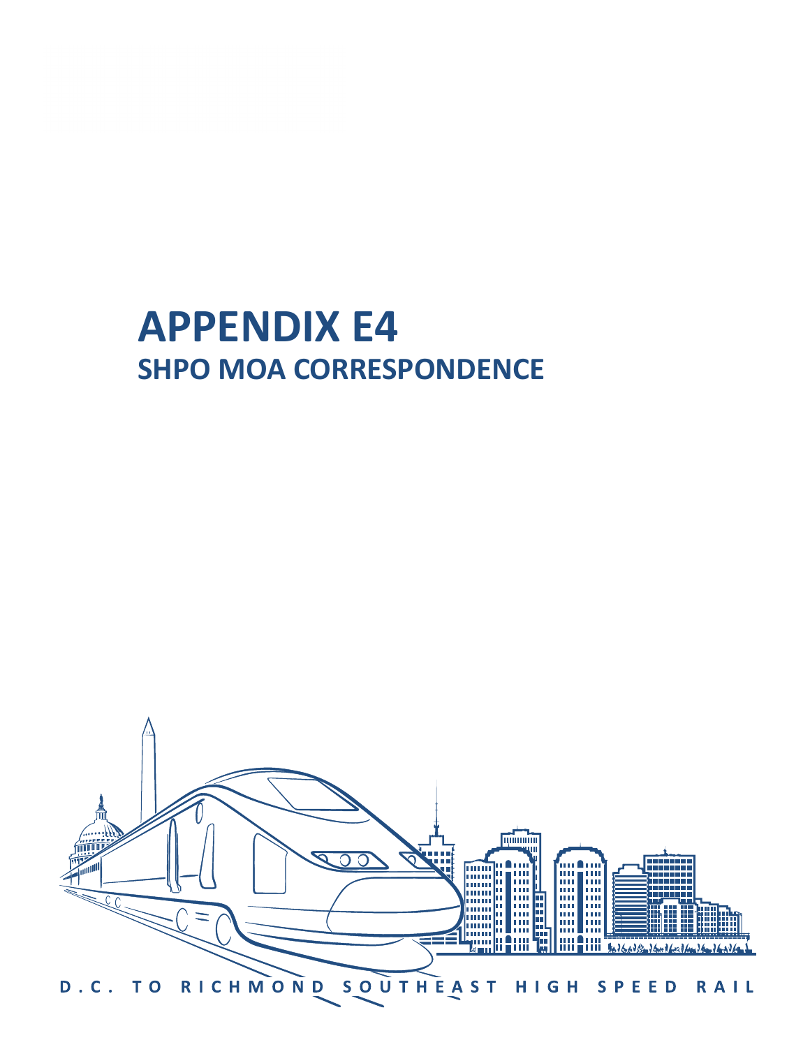# APPENDIX E4

## SHPO MOA CORRESPONDENCE

D.C. TO RICHMOND SOUTHEAST HIGH SPEED RAIL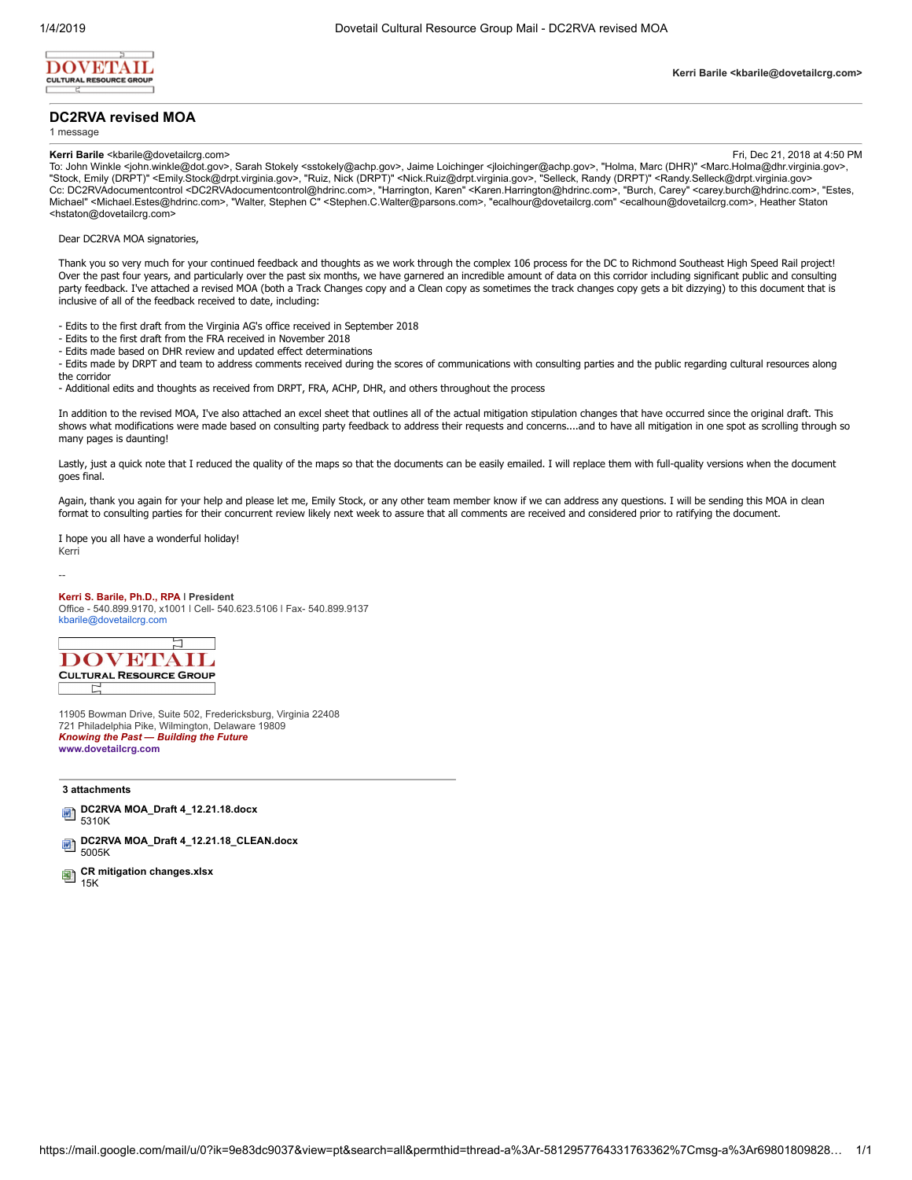**DOVETAIL**
CULTURAL RESOURCE GROUP

**Kerri Barile <kbarile@dovetailcrg.com>**

---

## DC2RVA revised MOA

1 message

---

**Kerri Barile** <kbarile@dovetailcrg.com> Fri, Dec 21, 2018 at 4:50 PM
To: John Winkle <john.winkle@dot.gov>, Sarah Stokely <sstokely@achp.gov>, Jaime Loichinger <jloichinger@achp.gov>, "Holma, Marc (DHR)" <Marc.Holma@dhr.virginia.gov>, "Stock, Emily (DRPT)" <Emily.Stock@drpt.virginia.gov>, "Ruiz, Nick (DRPT)" <Nick.Ruiz@drpt.virginia.gov>, "Selleck, Randy (DRPT)" <Randy.Selleck@drpt.virginia.gov>
Cc: DC2RVAdocumentcontrol <DC2RVAdocumentcontrol@hdrinc.com>, "Harrington, Karen" <Karen.Harrington@hdrinc.com>, "Burch, Carey" <carey.burch@hdrinc.com>, "Estes, Michael" <Michael.Estes@hdrinc.com>, "Walter, Stephen C" <Stephen.C.Walter@parsons.com>, "ecalhour@dovetailcrg.com" <ecalhoun@dovetailcrg.com>, Heather Staton <hstaton@dovetailcrg.com>

Dear DC2RVA MOA signatories,

Thank you so very much for your continued feedback and thoughts as we work through the complex 106 process for the DC to Richmond Southeast High Speed Rail project! Over the past four years, and particularly over the past six months, we have garnered an incredible amount of data on this corridor including significant public and consulting party feedback. I've attached a revised MOA (both a Track Changes copy and a Clean copy as sometimes the track changes copy gets a bit dizzying) to this document that is inclusive of all of the feedback received to date, including:

- Edits to the first draft from the Virginia AG's office received in September 2018
- Edits to the first draft from the FRA received in November 2018
- Edits made based on DHR review and updated effect determinations
- Edits made by DRPT and team to address comments received during the scores of communications with consulting parties and the public regarding cultural resources along the corridor
- Additional edits and thoughts as received from DRPT, FRA, ACHP, DHR, and others throughout the process

In addition to the revised MOA, I've also attached an excel sheet that outlines all of the actual mitigation stipulation changes that have occurred since the original draft. This shows what modifications were made based on consulting party feedback to address their requests and concerns....and to have all mitigation in one spot as scrolling through so many pages is daunting!

Lastly, just a quick note that I reduced the quality of the maps so that the documents can be easily emailed. I will replace them with full-quality versions when the document goes final.

Again, thank you again for your help and please let me, Emily Stock, or any other team member know if we can address any questions. I will be sending this MOA in clean format to consulting parties for their concurrent review likely next week to assure that all comments are received and considered prior to ratifying the document.

I hope you all have a wonderful holiday!
Kerri

--

**Kerri S. Barile, Ph.D., RPA** | **President**
Office - 540.899.9170, x1001 | Cell- 540.623.5106 | Fax- 540.899.9137
kbarile@dovetailcrg.com

**DOVETAIL**
CULTURAL RESOURCE GROUP

11905 Bowman Drive, Suite 502, Fredericksburg, Virginia 22408
721 Philadelphia Pike, Wilmington, Delaware 19809
***Knowing the Past — Building the Future***
**www.dovetailcrg.com**

---

**3 attachments**

- **DC2RVA MOA_Draft 4_12.21.18.docx**
  5310K
- **DC2RVA MOA_Draft 4_12.21.18_CLEAN.docx**
  5005K
- **CR mitigation changes.xlsx**
  15K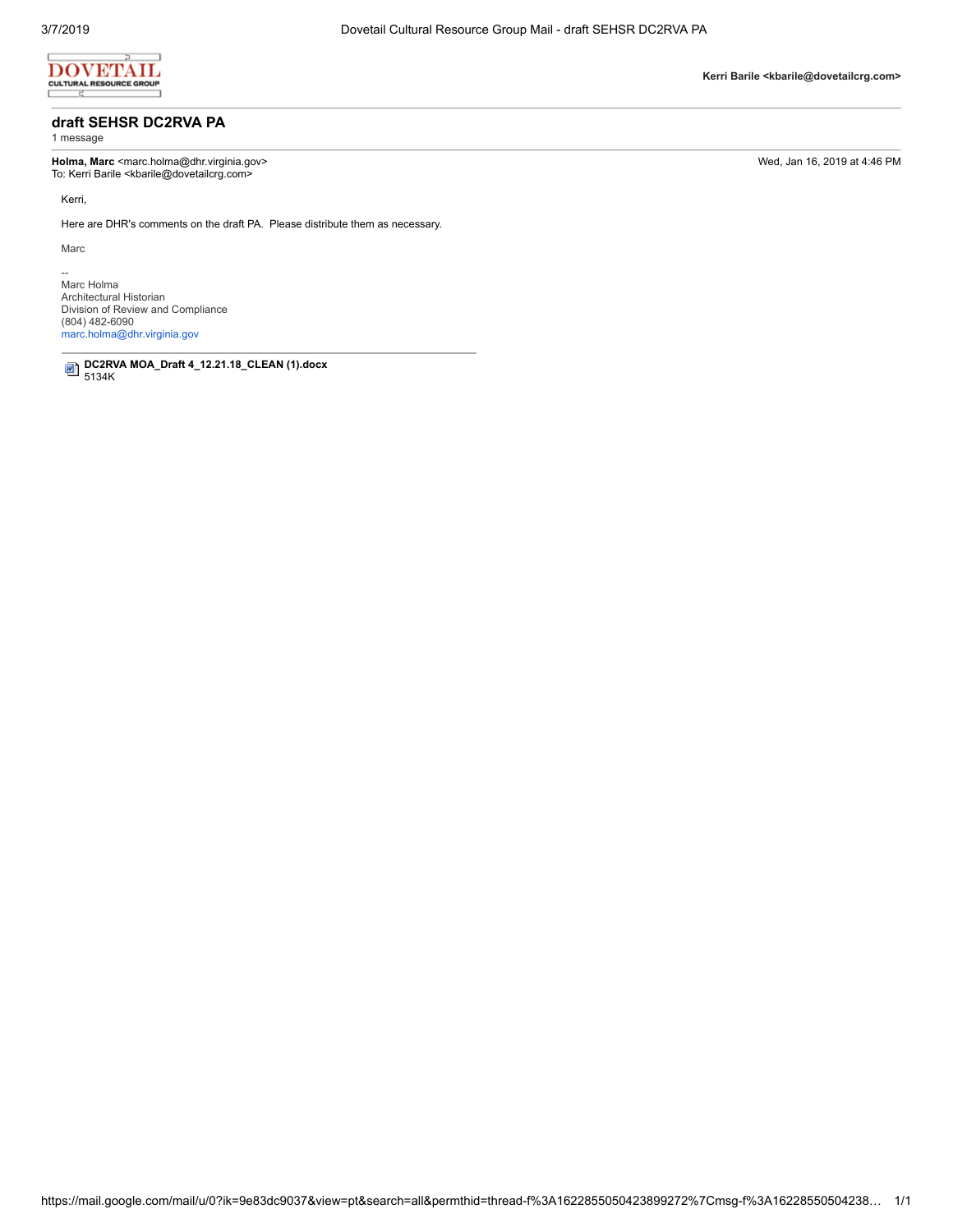**Kerri Barile <kbarile@dovetailcrg.com>**

## draft SEHSR DC2RVA PA

1 message

**Holma, Marc** <marc.holma@dhr.virginia.gov>
To: Kerri Barile <kbarile@dovetailcrg.com>

Wed, Jan 16, 2019 at 4:46 PM

Kerri,

Here are DHR's comments on the draft PA. Please distribute them as necessary.

Marc

--
Marc Holma
Architectural Historian
Division of Review and Compliance
(804) 482-6090
marc.holma@dhr.virginia.gov

---

**DC2RVA MOA_Draft 4_12.21.18_CLEAN (1).docx**
5134K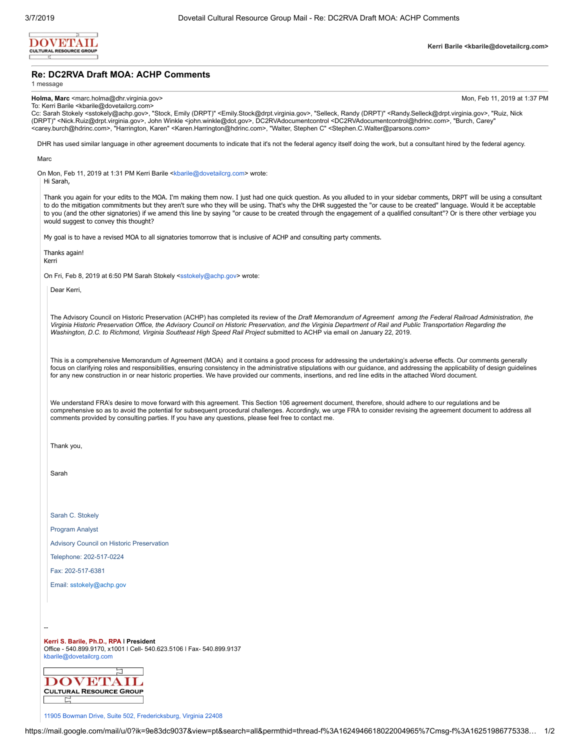**Kerri Barile <kbarile@dovetailcrg.com>**

## Re: DC2RVA Draft MOA: ACHP Comments

1 message

**Holma, Marc** <marc.holma@dhr.virginia.gov> Mon, Feb 11, 2019 at 1:37 PM
To: Kerri Barile <kbarile@dovetailcrg.com>
Cc: Sarah Stokely <sstokely@achp.gov>, "Stock, Emily (DRPT)" <Emily.Stock@drpt.virginia.gov>, "Selleck, Randy (DRPT)" <Randy.Selleck@drpt.virginia.gov>, "Ruiz, Nick (DRPT)" <Nick.Ruiz@drpt.virginia.gov>, John Winkle <john.winkle@dot.gov>, DC2RVAdocumentcontrol <DC2RVAdocumentcontrol@hdrinc.com>, "Burch, Carey" <carey.burch@hdrinc.com>, "Harrington, Karen" <Karen.Harrington@hdrinc.com>, "Walter, Stephen C" <Stephen.C.Walter@parsons.com>

DHR has used similar language in other agreement documents to indicate that it's not the federal agency itself doing the work, but a consultant hired by the federal agency.

Marc

On Mon, Feb 11, 2019 at 1:31 PM Kerri Barile <kbarile@dovetailcrg.com> wrote:

> Hi Sarah,
>
> Thank you again for your edits to the MOA. I'm making them now. I just had one quick question. As you alluded to in your sidebar comments, DRPT will be using a consultant to do the mitigation commitments but they aren't sure who they will be using. That's why the DHR suggested the "or cause to be created" language. Would it be acceptable to you (and the other signatories) if we amend this line by saying "or cause to be created through the engagement of a qualified consultant"? Or is there other verbiage you would suggest to convey this thought?
>
> My goal is to have a revised MOA to all signatories tomorrow that is inclusive of ACHP and consulting party comments.
>
> Thanks again!
> Kerri
>
> On Fri, Feb 8, 2019 at 6:50 PM Sarah Stokely <sstokely@achp.gov> wrote:
>
> > Dear Kerri,
> >
> > The Advisory Council on Historic Preservation (ACHP) has completed its review of the *Draft Memorandum of Agreement among the Federal Railroad Administration, the Virginia Historic Preservation Office, the Advisory Council on Historic Preservation, and the Virginia Department of Rail and Public Transportation Regarding the Washington, D.C. to Richmond, Virginia Southeast High Speed Rail Project* submitted to ACHP via email on January 22, 2019.
> >
> > This is a comprehensive Memorandum of Agreement (MOA) and it contains a good process for addressing the undertaking's adverse effects. Our comments generally focus on clarifying roles and responsibilities, ensuring consistency in the administrative stipulations with our guidance, and addressing the applicability of design guidelines for any new construction in or near historic properties. We have provided our comments, insertions, and red line edits in the attached Word document.
> >
> > We understand FRA's desire to move forward with this agreement. This Section 106 agreement document, therefore, should adhere to our regulations and be comprehensive so as to avoid the potential for subsequent procedural challenges. Accordingly, we urge FRA to consider revising the agreement document to address all comments provided by consulting parties. If you have any questions, please feel free to contact me.
> >
> > Thank you,
> >
> > Sarah
> >
> > Sarah C. Stokely
> >
> > Program Analyst
> >
> > Advisory Council on Historic Preservation
> >
> > Telephone: 202-517-0224
> >
> > Fax: 202-517-6381
> >
> > Email: sstokely@achp.gov
>
> --
>
> **Kerri S. Barile, Ph.D., RPA | President**
> Office - 540.899.9170, x1001 | Cell- 540.623.5106 | Fax- 540.899.9137
> kbarile@dovetailcrg.com
>
> DOVETAIL CULTURAL RESOURCE GROUP
>
> 11905 Bowman Drive, Suite 502, Fredericksburg, Virginia 22408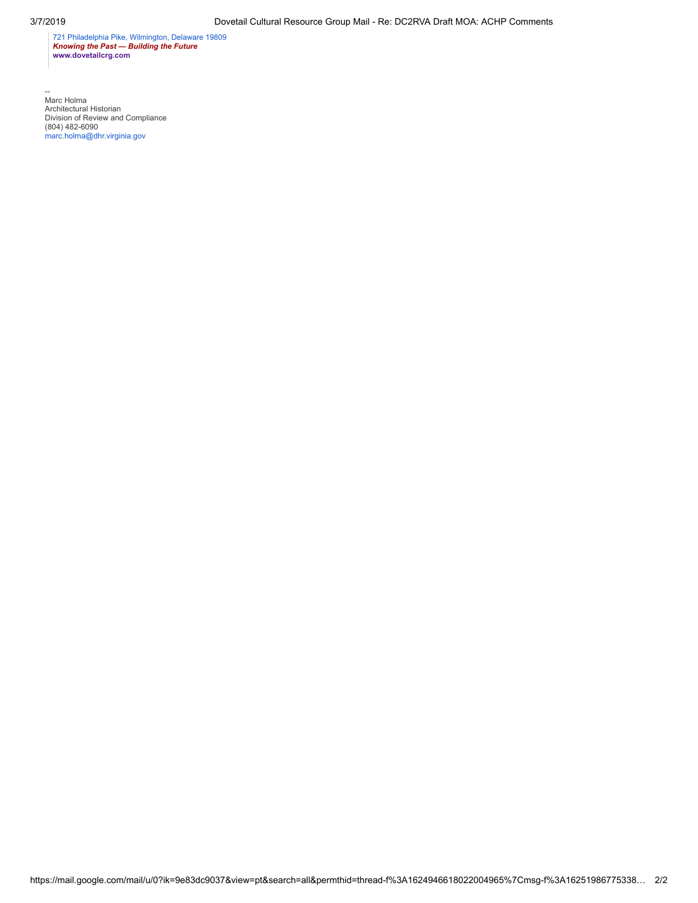> 721 Philadelphia Pike, Wilmington, Delaware 19809
> ***Knowing the Past — Building the Future***
> **www.dovetailcrg.com**

--
Marc Holma
Architectural Historian
Division of Review and Compliance
(804) 482-6090
marc.holma@dhr.virginia.gov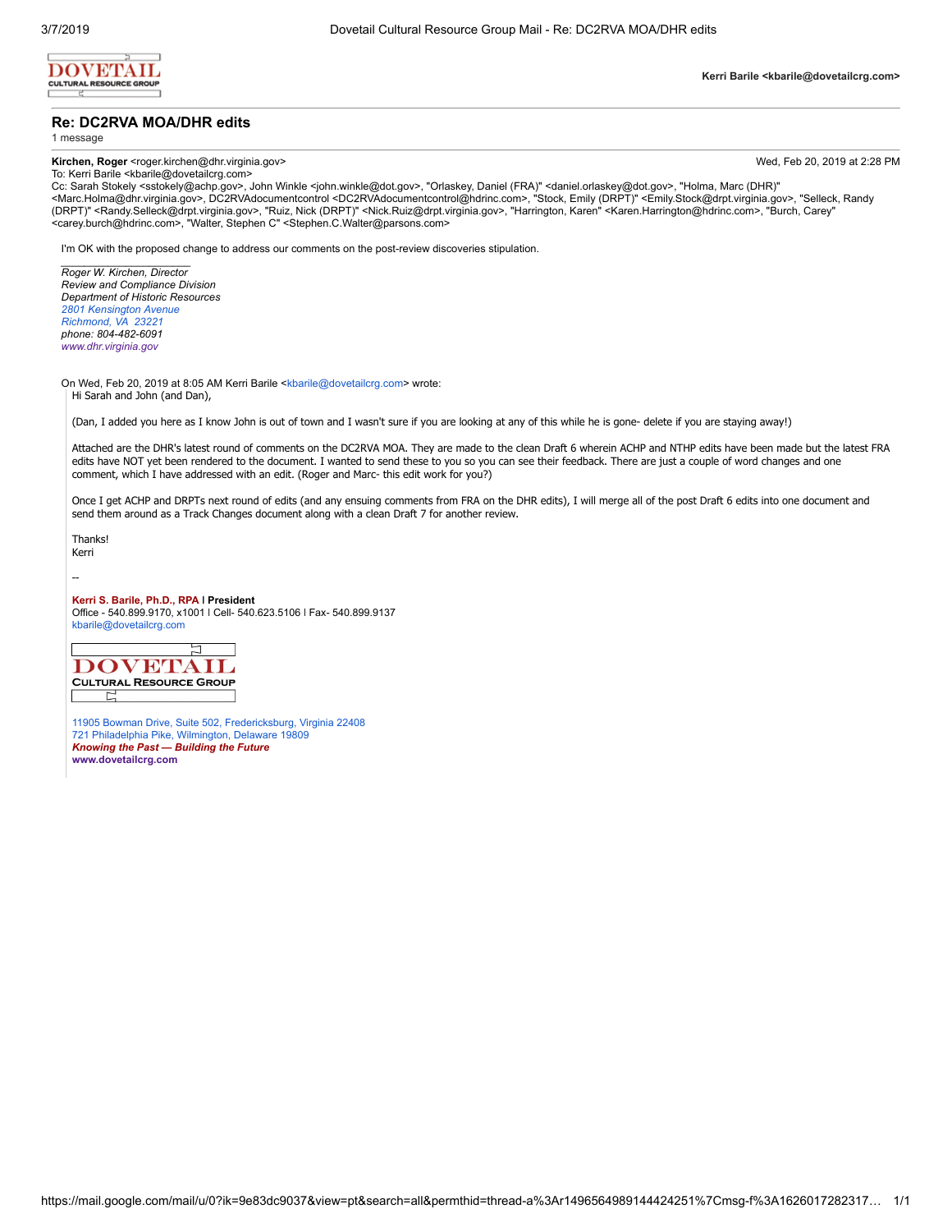Kerri Barile <kbarile@dovetailcrg.com>

## Re: DC2RVA MOA/DHR edits

1 message

**Kirchen, Roger** <roger.kirchen@dhr.virginia.gov> Wed, Feb 20, 2019 at 2:28 PM
To: Kerri Barile <kbarile@dovetailcrg.com>
Cc: Sarah Stokely <sstokely@achp.gov>, John Winkle <john.winkle@dot.gov>, "Orlaskey, Daniel (FRA)" <daniel.orlaskey@dot.gov>, "Holma, Marc (DHR)" <Marc.Holma@dhr.virginia.gov>, DC2RVAdocumentcontrol <DC2RVAdocumentcontrol@hdrinc.com>, "Stock, Emily (DRPT)" <Emily.Stock@drpt.virginia.gov>, "Selleck, Randy (DRPT)" <Randy.Selleck@drpt.virginia.gov>, "Ruiz, Nick (DRPT)" <Nick.Ruiz@drpt.virginia.gov>, "Harrington, Karen" <Karen.Harrington@hdrinc.com>, "Burch, Carey" <carey.burch@hdrinc.com>, "Walter, Stephen C" <Stephen.C.Walter@parsons.com>

I'm OK with the proposed change to address our comments on the post-review discoveries stipulation.

*Roger W. Kirchen, Director*
*Review and Compliance Division*
*Department of Historic Resources*
*2801 Kensington Avenue*
*Richmond, VA 23221*
*phone: 804-482-6091*
*www.dhr.virginia.gov*

On Wed, Feb 20, 2019 at 8:05 AM Kerri Barile <kbarile@dovetailcrg.com> wrote:

> Hi Sarah and John (and Dan),
>
> (Dan, I added you here as I know John is out of town and I wasn't sure if you are looking at any of this while he is gone- delete if you are staying away!)
>
> Attached are the DHR's latest round of comments on the DC2RVA MOA. They are made to the clean Draft 6 wherein ACHP and NTHP edits have been made but the latest FRA edits have NOT yet been rendered to the document. I wanted to send these to you so you can see their feedback. There are just a couple of word changes and one comment, which I have addressed with an edit. (Roger and Marc- this edit work for you?)
>
> Once I get ACHP and DRPTs next round of edits (and any ensuing comments from FRA on the DHR edits), I will merge all of the post Draft 6 edits into one document and send them around as a Track Changes document along with a clean Draft 7 for another review.
>
> Thanks!
> Kerri
>
> --
>
> **Kerri S. Barile, Ph.D., RPA | President**
> Office - 540.899.9170, x1001 | Cell- 540.623.5106 | Fax- 540.899.9137
> kbarile@dovetailcrg.com
>
> DOVETAIL
> CULTURAL RESOURCE GROUP
>
> 11905 Bowman Drive, Suite 502, Fredericksburg, Virginia 22408
> 721 Philadelphia Pike, Wilmington, Delaware 19809
> ***Knowing the Past — Building the Future***
> **www.dovetailcrg.com**